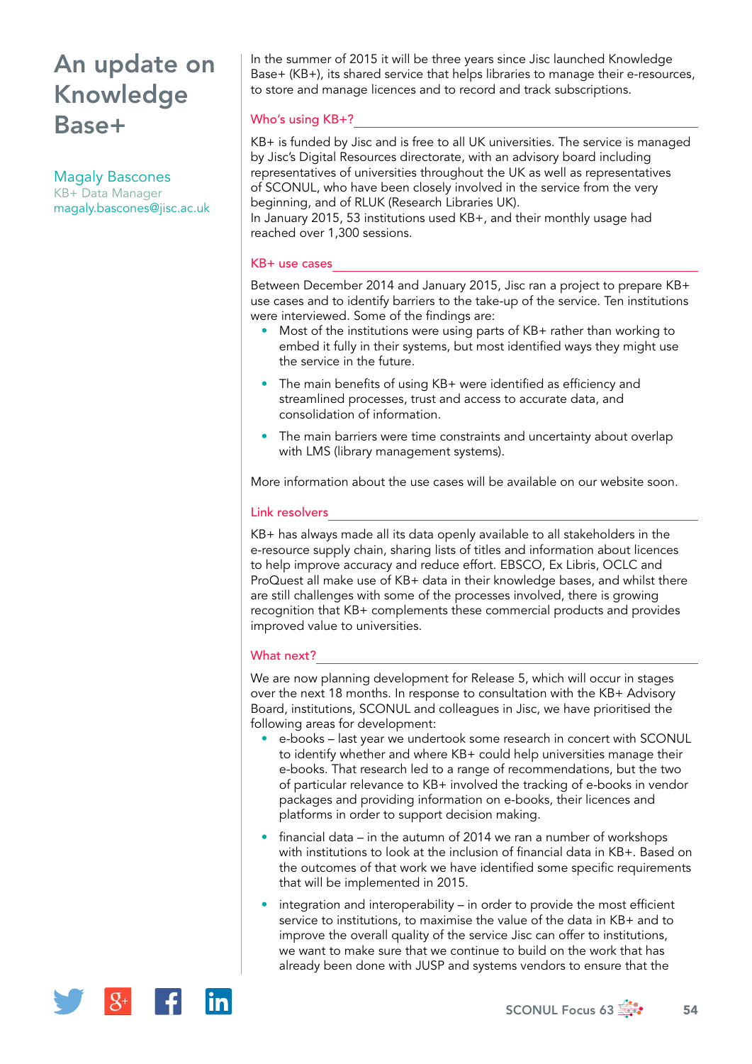# An update on Knowledge Base+

**Magaly Bascones**
KB+ Data Manager
magaly.bascones@jisc.ac.uk

In the summer of 2015 it will be three years since Jisc launched Knowledge Base+ (KB+), its shared service that helps libraries to manage their e-resources, to store and manage licences and to record and track subscriptions.

## Who's using KB+?

KB+ is funded by Jisc and is free to all UK universities. The service is managed by Jisc's Digital Resources directorate, with an advisory board including representatives of universities throughout the UK as well as representatives of SCONUL, who have been closely involved in the service from the very beginning, and of RLUK (Research Libraries UK).
In January 2015, 53 institutions used KB+, and their monthly usage had reached over 1,300 sessions.

## KB+ use cases

Between December 2014 and January 2015, Jisc ran a project to prepare KB+ use cases and to identify barriers to the take-up of the service. Ten institutions were interviewed. Some of the findings are:

- Most of the institutions were using parts of KB+ rather than working to embed it fully in their systems, but most identified ways they might use the service in the future.
- The main benefits of using KB+ were identified as efficiency and streamlined processes, trust and access to accurate data, and consolidation of information.
- The main barriers were time constraints and uncertainty about overlap with LMS (library management systems).

More information about the use cases will be available on our website soon.

## Link resolvers

KB+ has always made all its data openly available to all stakeholders in the e-resource supply chain, sharing lists of titles and information about licences to help improve accuracy and reduce effort. EBSCO, Ex Libris, OCLC and ProQuest all make use of KB+ data in their knowledge bases, and whilst there are still challenges with some of the processes involved, there is growing recognition that KB+ complements these commercial products and provides improved value to universities.

## What next?

We are now planning development for Release 5, which will occur in stages over the next 18 months. In response to consultation with the KB+ Advisory Board, institutions, SCONUL and colleagues in Jisc, we have prioritised the following areas for development:

- e-books – last year we undertook some research in concert with SCONUL to identify whether and where KB+ could help universities manage their e-books. That research led to a range of recommendations, but the two of particular relevance to KB+ involved the tracking of e-books in vendor packages and providing information on e-books, their licences and platforms in order to support decision making.
- financial data – in the autumn of 2014 we ran a number of workshops with institutions to look at the inclusion of financial data in KB+. Based on the outcomes of that work we have identified some specific requirements that will be implemented in 2015.
- integration and interoperability – in order to provide the most efficient service to institutions, to maximise the value of the data in KB+ and to improve the overall quality of the service Jisc can offer to institutions, we want to make sure that we continue to build on the work that has already been done with JUSP and systems vendors to ensure that the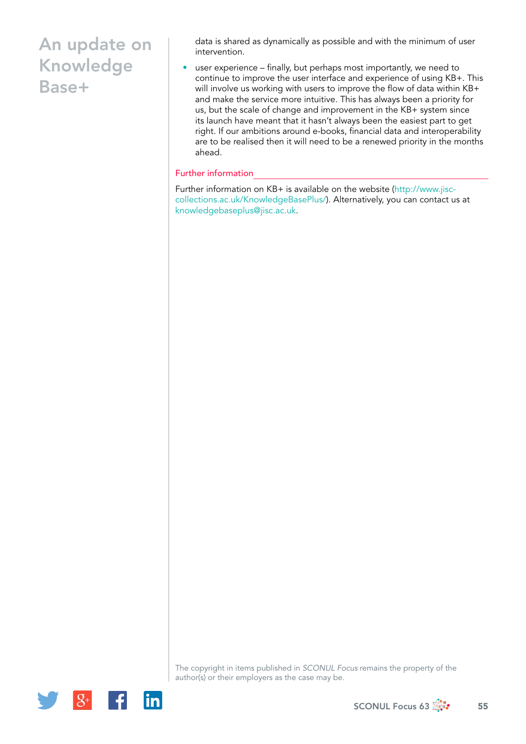data is shared as dynamically as possible and with the minimum of user intervention.

- user experience – finally, but perhaps most importantly, we need to continue to improve the user interface and experience of using KB+. This will involve us working with users to improve the flow of data within KB+ and make the service more intuitive. This has always been a priority for us, but the scale of change and improvement in the KB+ system since its launch have meant that it hasn't always been the easiest part to get right. If our ambitions around e-books, financial data and interoperability are to be realised then it will need to be a renewed priority in the months ahead.

## Further information

Further information on KB+ is available on the website (http://www.jisc-collections.ac.uk/KnowledgeBasePlus/). Alternatively, you can contact us at knowledgebaseplus@jisc.ac.uk.

The copyright in items published in *SCONUL Focus* remains the property of the author(s) or their employers as the case may be.